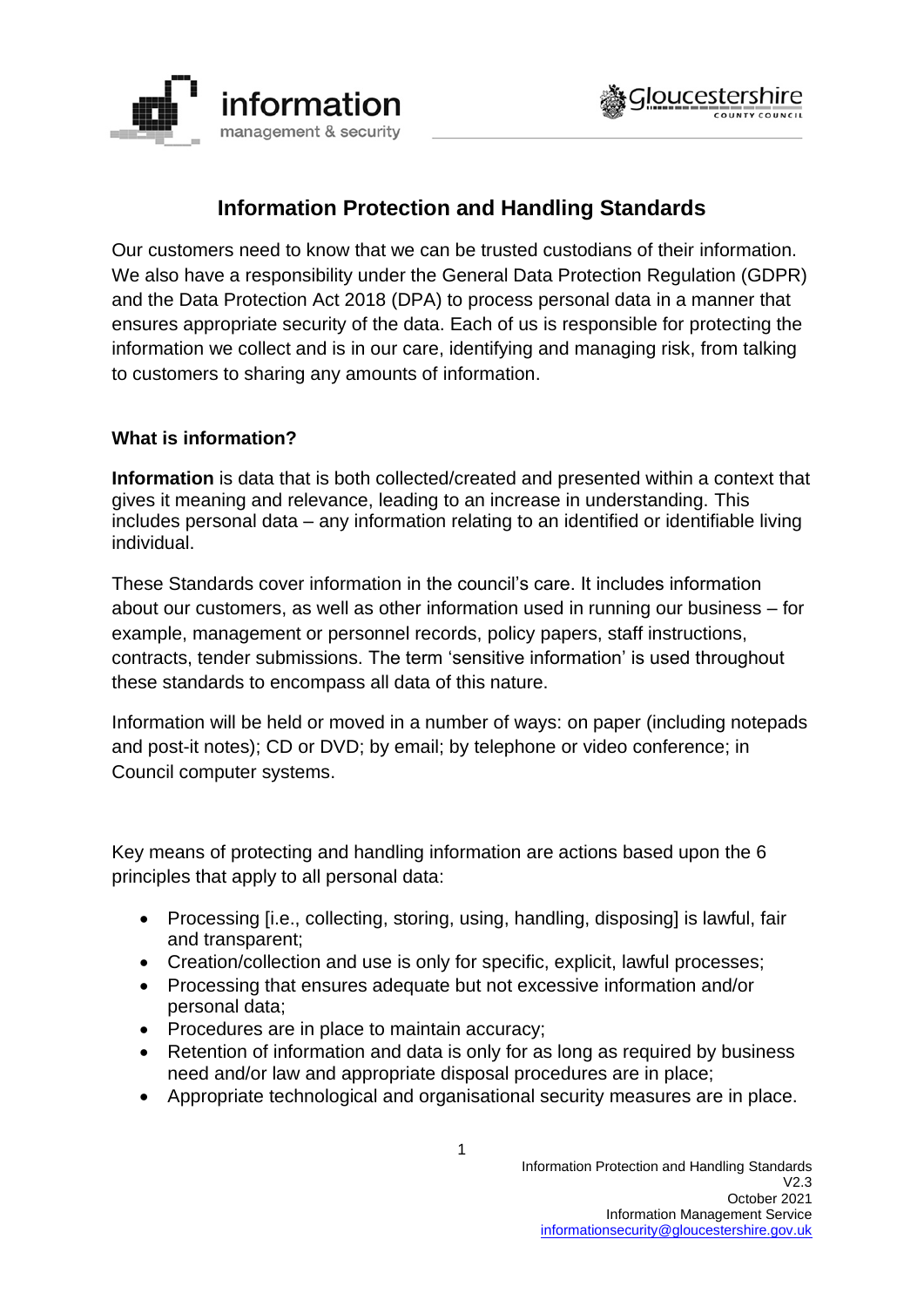# Information Protection and Handling Standards

Our customers need to know that we can be trusted custodians of their information. We also have a responsibility under the General Data Protection Regulation (GDPR) and the Data Protection Act 2018 (DPA) to process personal data in a manner that ensures appropriate security of the data. Each of us is responsible for protecting the information we collect and is in our care, identifying and managing risk, from talking to customers to sharing any amounts of information.

### What is information?

**Information** is data that is both collected/created and presented within a context that gives it meaning and relevance, leading to an increase in understanding. This includes personal data – any information relating to an identified or identifiable living individual.

These Standards cover information in the council's care. It includes information about our customers, as well as other information used in running our business – for example, management or personnel records, policy papers, staff instructions, contracts, tender submissions. The term 'sensitive information' is used throughout these standards to encompass all data of this nature.

Information will be held or moved in a number of ways: on paper (including notepads and post-it notes); CD or DVD; by email; by telephone or video conference; in Council computer systems.

Key means of protecting and handling information are actions based upon the 6 principles that apply to all personal data:

- Processing [i.e., collecting, storing, using, handling, disposing] is lawful, fair and transparent;
- Creation/collection and use is only for specific, explicit, lawful processes;
- Processing that ensures adequate but not excessive information and/or personal data;
- Procedures are in place to maintain accuracy;
- Retention of information and data is only for as long as required by business need and/or law and appropriate disposal procedures are in place;
- Appropriate technological and organisational security measures are in place.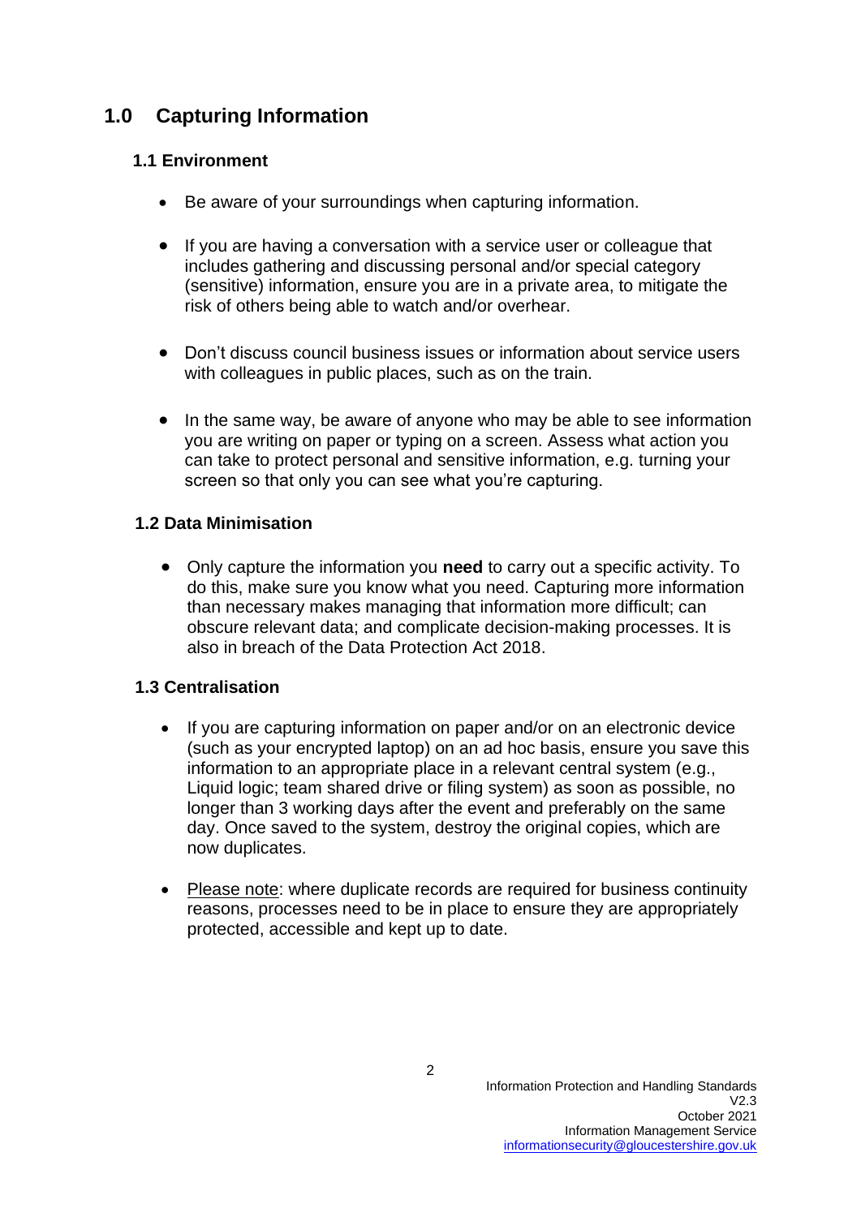# 1.0 Capturing Information

## 1.1 Environment

- Be aware of your surroundings when capturing information.
- If you are having a conversation with a service user or colleague that includes gathering and discussing personal and/or special category (sensitive) information, ensure you are in a private area, to mitigate the risk of others being able to watch and/or overhear.
- Don't discuss council business issues or information about service users with colleagues in public places, such as on the train.
- In the same way, be aware of anyone who may be able to see information you are writing on paper or typing on a screen. Assess what action you can take to protect personal and sensitive information, e.g. turning your screen so that only you can see what you're capturing.

## 1.2 Data Minimisation

- Only capture the information you **need** to carry out a specific activity. To do this, make sure you know what you need. Capturing more information than necessary makes managing that information more difficult; can obscure relevant data; and complicate decision-making processes. It is also in breach of the Data Protection Act 2018.

## 1.3 Centralisation

- If you are capturing information on paper and/or on an electronic device (such as your encrypted laptop) on an ad hoc basis, ensure you save this information to an appropriate place in a relevant central system (e.g., Liquid logic; team shared drive or filing system) as soon as possible, no longer than 3 working days after the event and preferably on the same day. Once saved to the system, destroy the original copies, which are now duplicates.
- Please note: where duplicate records are required for business continuity reasons, processes need to be in place to ensure they are appropriately protected, accessible and kept up to date.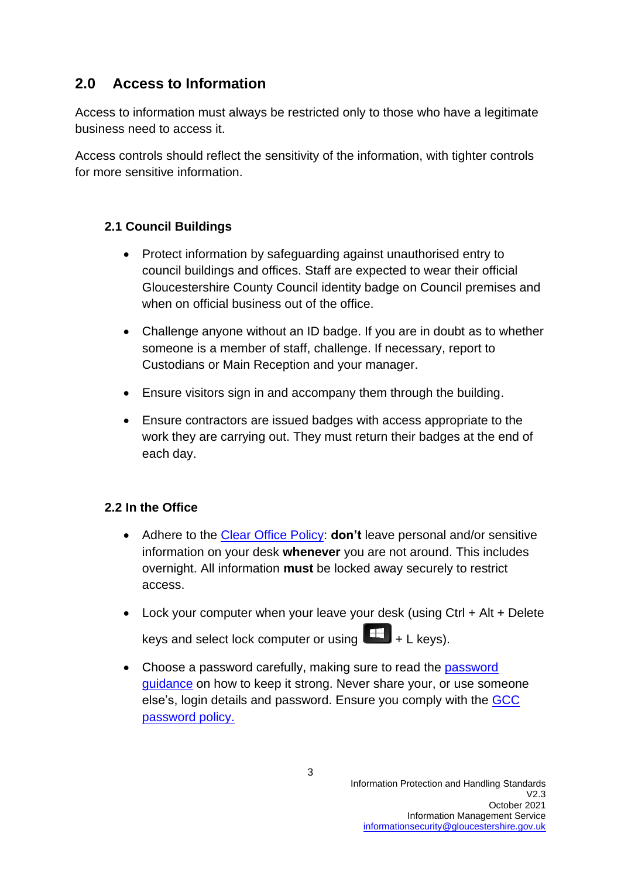## 2.0 Access to Information

Access to information must always be restricted only to those who have a legitimate business need to access it.

Access controls should reflect the sensitivity of the information, with tighter controls for more sensitive information.

### 2.1 Council Buildings

- Protect information by safeguarding against unauthorised entry to council buildings and offices. Staff are expected to wear their official Gloucestershire County Council identity badge on Council premises and when on official business out of the office.
- Challenge anyone without an ID badge. If you are in doubt as to whether someone is a member of staff, challenge. If necessary, report to Custodians or Main Reception and your manager.
- Ensure visitors sign in and accompany them through the building.
- Ensure contractors are issued badges with access appropriate to the work they are carrying out. They must return their badges at the end of each day.

### 2.2 In the Office

- Adhere to the Clear Office Policy: **don't** leave personal and/or sensitive information on your desk **whenever** you are not around. This includes overnight. All information **must** be locked away securely to restrict access.
- Lock your computer when your leave your desk (using Ctrl + Alt + Delete keys and select lock computer or using [Windows key] + L keys).
- Choose a password carefully, making sure to read the password guidance on how to keep it strong. Never share your, or use someone else's, login details and password. Ensure you comply with the GCC password policy.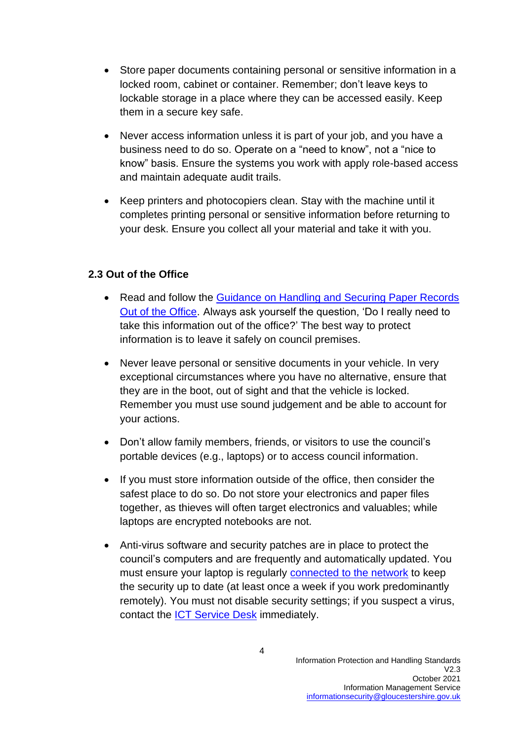- Store paper documents containing personal or sensitive information in a locked room, cabinet or container. Remember; don't leave keys to lockable storage in a place where they can be accessed easily. Keep them in a secure key safe.

- Never access information unless it is part of your job, and you have a business need to do so. Operate on a "need to know", not a "nice to know" basis. Ensure the systems you work with apply role-based access and maintain adequate audit trails.

- Keep printers and photocopiers clean. Stay with the machine until it completes printing personal or sensitive information before returning to your desk. Ensure you collect all your material and take it with you.

### 2.3 Out of the Office

- Read and follow the Guidance on Handling and Securing Paper Records Out of the Office. Always ask yourself the question, 'Do I really need to take this information out of the office?' The best way to protect information is to leave it safely on council premises.

- Never leave personal or sensitive documents in your vehicle. In very exceptional circumstances where you have no alternative, ensure that they are in the boot, out of sight and that the vehicle is locked. Remember you must use sound judgement and be able to account for your actions.

- Don't allow family members, friends, or visitors to use the council's portable devices (e.g., laptops) or to access council information.

- If you must store information outside of the office, then consider the safest place to do so. Do not store your electronics and paper files together, as thieves will often target electronics and valuables; while laptops are encrypted notebooks are not.

- Anti-virus software and security patches are in place to protect the council's computers and are frequently and automatically updated. You must ensure your laptop is regularly connected to the network to keep the security up to date (at least once a week if you work predominantly remotely). You must not disable security settings; if you suspect a virus, contact the ICT Service Desk immediately.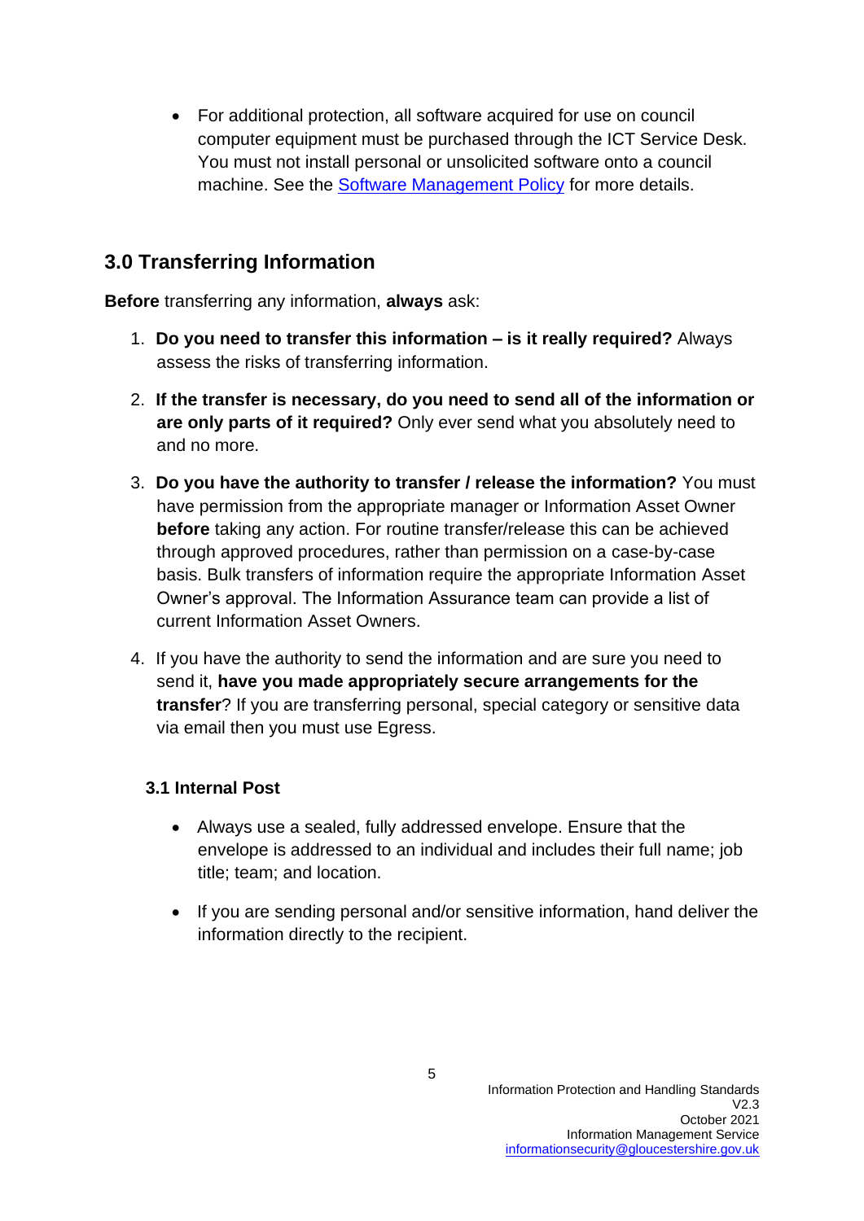- For additional protection, all software acquired for use on council computer equipment must be purchased through the ICT Service Desk. You must not install personal or unsolicited software onto a council machine. See the [Software Management Policy](#) for more details.

## 3.0 Transferring Information

**Before** transferring any information, **always** ask:

1. **Do you need to transfer this information – is it really required?** Always assess the risks of transferring information.
2. **If the transfer is necessary, do you need to send all of the information or are only parts of it required?** Only ever send what you absolutely need to and no more.
3. **Do you have the authority to transfer / release the information?** You must have permission from the appropriate manager or Information Asset Owner **before** taking any action. For routine transfer/release this can be achieved through approved procedures, rather than permission on a case-by-case basis. Bulk transfers of information require the appropriate Information Asset Owner's approval. The Information Assurance team can provide a list of current Information Asset Owners.
4. If you have the authority to send the information and are sure you need to send it, **have you made appropriately secure arrangements for the transfer**? If you are transferring personal, special category or sensitive data via email then you must use Egress.

### 3.1 Internal Post

- Always use a sealed, fully addressed envelope. Ensure that the envelope is addressed to an individual and includes their full name; job title; team; and location.
- If you are sending personal and/or sensitive information, hand deliver the information directly to the recipient.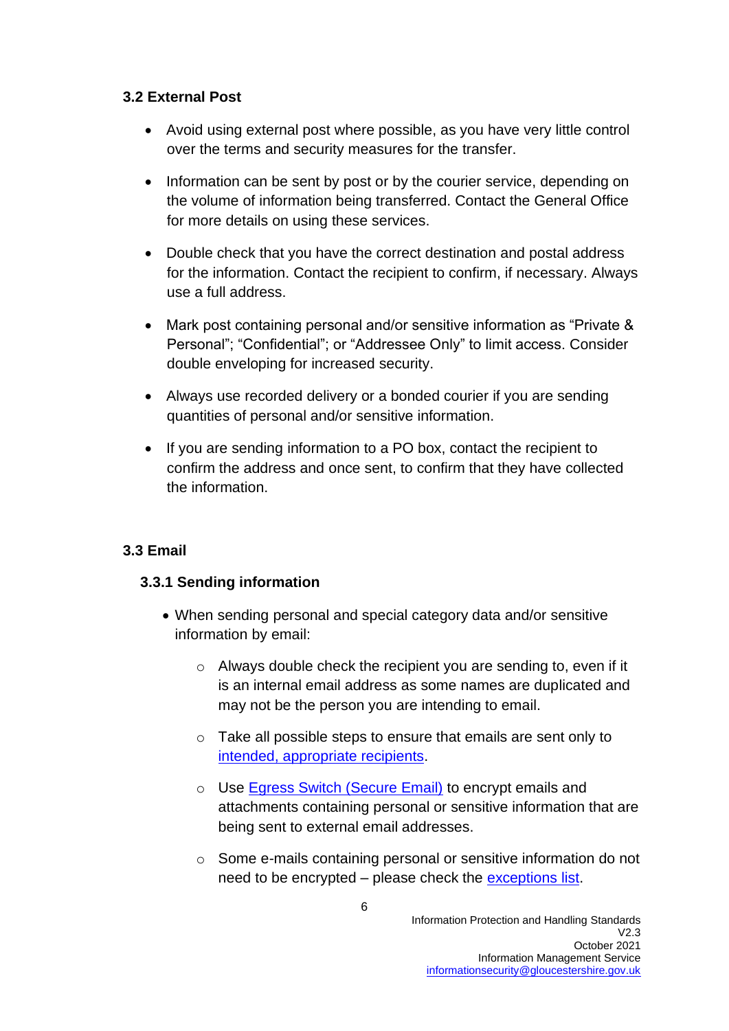### 3.2 External Post

- Avoid using external post where possible, as you have very little control over the terms and security measures for the transfer.
- Information can be sent by post or by the courier service, depending on the volume of information being transferred. Contact the General Office for more details on using these services.
- Double check that you have the correct destination and postal address for the information. Contact the recipient to confirm, if necessary. Always use a full address.
- Mark post containing personal and/or sensitive information as "Private & Personal"; "Confidential"; or "Addressee Only" to limit access. Consider double enveloping for increased security.
- Always use recorded delivery or a bonded courier if you are sending quantities of personal and/or sensitive information.
- If you are sending information to a PO box, contact the recipient to confirm the address and once sent, to confirm that they have collected the information.

### 3.3 Email

#### 3.3.1 Sending information

- When sending personal and special category data and/or sensitive information by email:
  - Always double check the recipient you are sending to, even if it is an internal email address as some names are duplicated and may not be the person you are intending to email.
  - Take all possible steps to ensure that emails are sent only to intended, appropriate recipients.
  - Use Egress Switch (Secure Email) to encrypt emails and attachments containing personal or sensitive information that are being sent to external email addresses.
  - Some e-mails containing personal or sensitive information do not need to be encrypted – please check the exceptions list.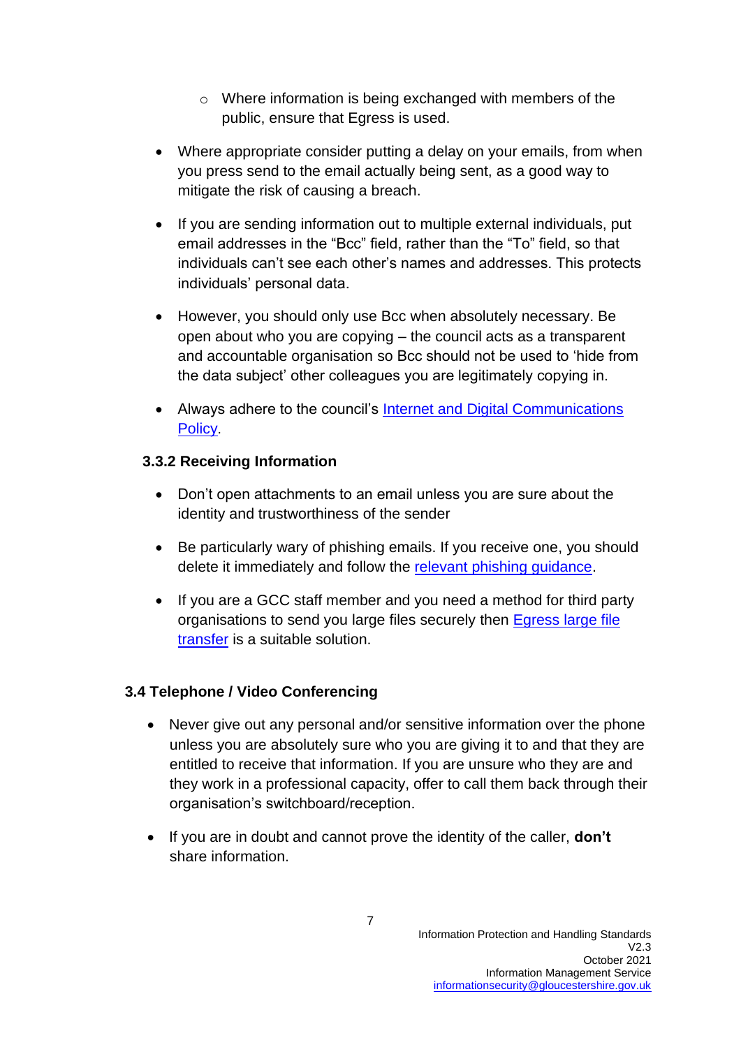- Where information is being exchanged with members of the public, ensure that Egress is used.

- Where appropriate consider putting a delay on your emails, from when you press send to the email actually being sent, as a good way to mitigate the risk of causing a breach.

- If you are sending information out to multiple external individuals, put email addresses in the "Bcc" field, rather than the "To" field, so that individuals can't see each other's names and addresses. This protects individuals' personal data.

- However, you should only use Bcc when absolutely necessary. Be open about who you are copying – the council acts as a transparent and accountable organisation so Bcc should not be used to 'hide from the data subject' other colleagues you are legitimately copying in.

- Always adhere to the council's [Internet and Digital Communications Policy](#).

### 3.3.2 Receiving Information

- Don't open attachments to an email unless you are sure about the identity and trustworthiness of the sender

- Be particularly wary of phishing emails. If you receive one, you should delete it immediately and follow the [relevant phishing guidance](#).

- If you are a GCC staff member and you need a method for third party organisations to send you large files securely then [Egress large file transfer](#) is a suitable solution.

## 3.4 Telephone / Video Conferencing

- Never give out any personal and/or sensitive information over the phone unless you are absolutely sure who you are giving it to and that they are entitled to receive that information. If you are unsure who they are and they work in a professional capacity, offer to call them back through their organisation's switchboard/reception.

- If you are in doubt and cannot prove the identity of the caller, **don't** share information.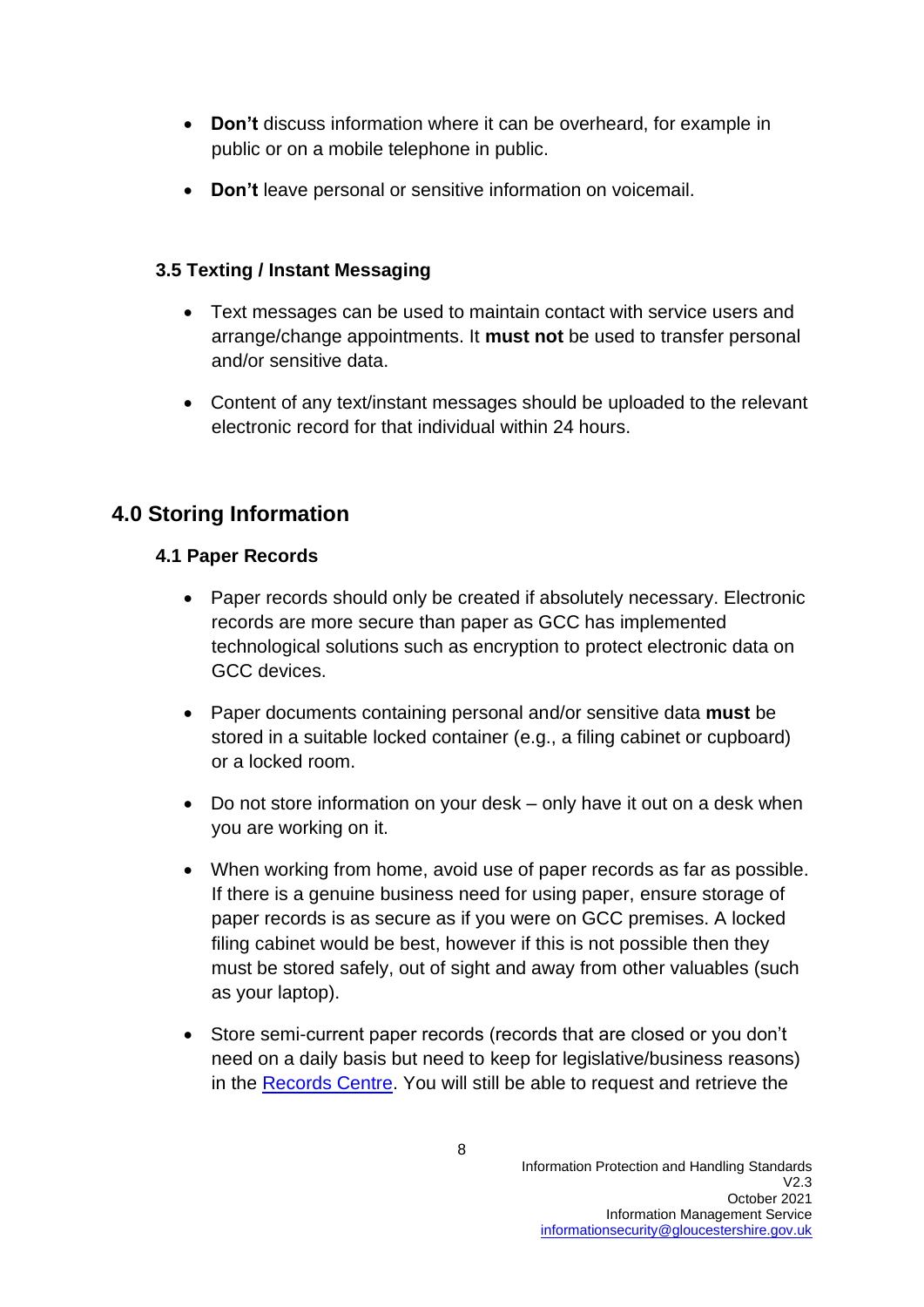- **Don't** discuss information where it can be overheard, for example in public or on a mobile telephone in public.
- **Don't** leave personal or sensitive information on voicemail.

### 3.5 Texting / Instant Messaging

- Text messages can be used to maintain contact with service users and arrange/change appointments. It **must not** be used to transfer personal and/or sensitive data.
- Content of any text/instant messages should be uploaded to the relevant electronic record for that individual within 24 hours.

## 4.0 Storing Information

### 4.1 Paper Records

- Paper records should only be created if absolutely necessary. Electronic records are more secure than paper as GCC has implemented technological solutions such as encryption to protect electronic data on GCC devices.
- Paper documents containing personal and/or sensitive data **must** be stored in a suitable locked container (e.g., a filing cabinet or cupboard) or a locked room.
- Do not store information on your desk – only have it out on a desk when you are working on it.
- When working from home, avoid use of paper records as far as possible. If there is a genuine business need for using paper, ensure storage of paper records is as secure as if you were on GCC premises. A locked filing cabinet would be best, however if this is not possible then they must be stored safely, out of sight and away from other valuables (such as your laptop).
- Store semi-current paper records (records that are closed or you don't need on a daily basis but need to keep for legislative/business reasons) in the Records Centre. You will still be able to request and retrieve the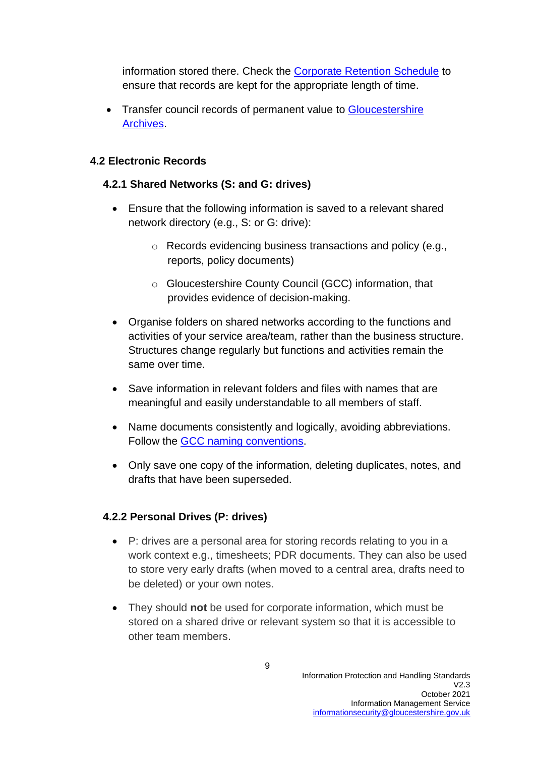information stored there. Check the Corporate Retention Schedule to ensure that records are kept for the appropriate length of time.

- Transfer council records of permanent value to Gloucestershire Archives.

### 4.2 Electronic Records

#### 4.2.1 Shared Networks (S: and G: drives)

- Ensure that the following information is saved to a relevant shared network directory (e.g., S: or G: drive):
  - Records evidencing business transactions and policy (e.g., reports, policy documents)
  - Gloucestershire County Council (GCC) information, that provides evidence of decision-making.
- Organise folders on shared networks according to the functions and activities of your service area/team, rather than the business structure. Structures change regularly but functions and activities remain the same over time.
- Save information in relevant folders and files with names that are meaningful and easily understandable to all members of staff.
- Name documents consistently and logically, avoiding abbreviations. Follow the GCC naming conventions.
- Only save one copy of the information, deleting duplicates, notes, and drafts that have been superseded.

#### 4.2.2 Personal Drives (P: drives)

- P: drives are a personal area for storing records relating to you in a work context e.g., timesheets; PDR documents. They can also be used to store very early drafts (when moved to a central area, drafts need to be deleted) or your own notes.
- They should **not** be used for corporate information, which must be stored on a shared drive or relevant system so that it is accessible to other team members.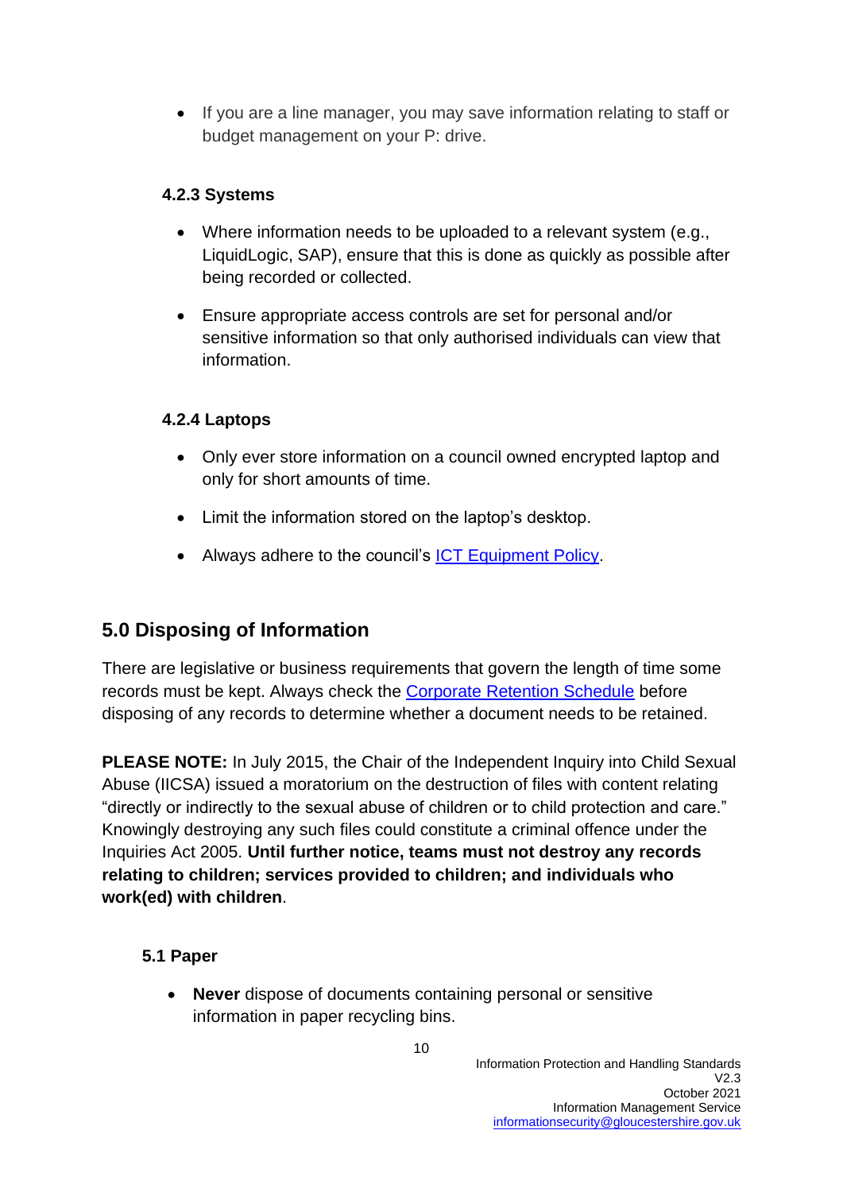- If you are a line manager, you may save information relating to staff or budget management on your P: drive.

#### 4.2.3 Systems

- Where information needs to be uploaded to a relevant system (e.g., LiquidLogic, SAP), ensure that this is done as quickly as possible after being recorded or collected.
- Ensure appropriate access controls are set for personal and/or sensitive information so that only authorised individuals can view that information.

#### 4.2.4 Laptops

- Only ever store information on a council owned encrypted laptop and only for short amounts of time.
- Limit the information stored on the laptop's desktop.
- Always adhere to the council's ICT Equipment Policy.

## 5.0 Disposing of Information

There are legislative or business requirements that govern the length of time some records must be kept. Always check the Corporate Retention Schedule before disposing of any records to determine whether a document needs to be retained.

**PLEASE NOTE:** In July 2015, the Chair of the Independent Inquiry into Child Sexual Abuse (IICSA) issued a moratorium on the destruction of files with content relating "directly or indirectly to the sexual abuse of children or to child protection and care." Knowingly destroying any such files could constitute a criminal offence under the Inquiries Act 2005. **Until further notice, teams must not destroy any records relating to children; services provided to children; and individuals who work(ed) with children**.

### 5.1 Paper

- **Never** dispose of documents containing personal or sensitive information in paper recycling bins.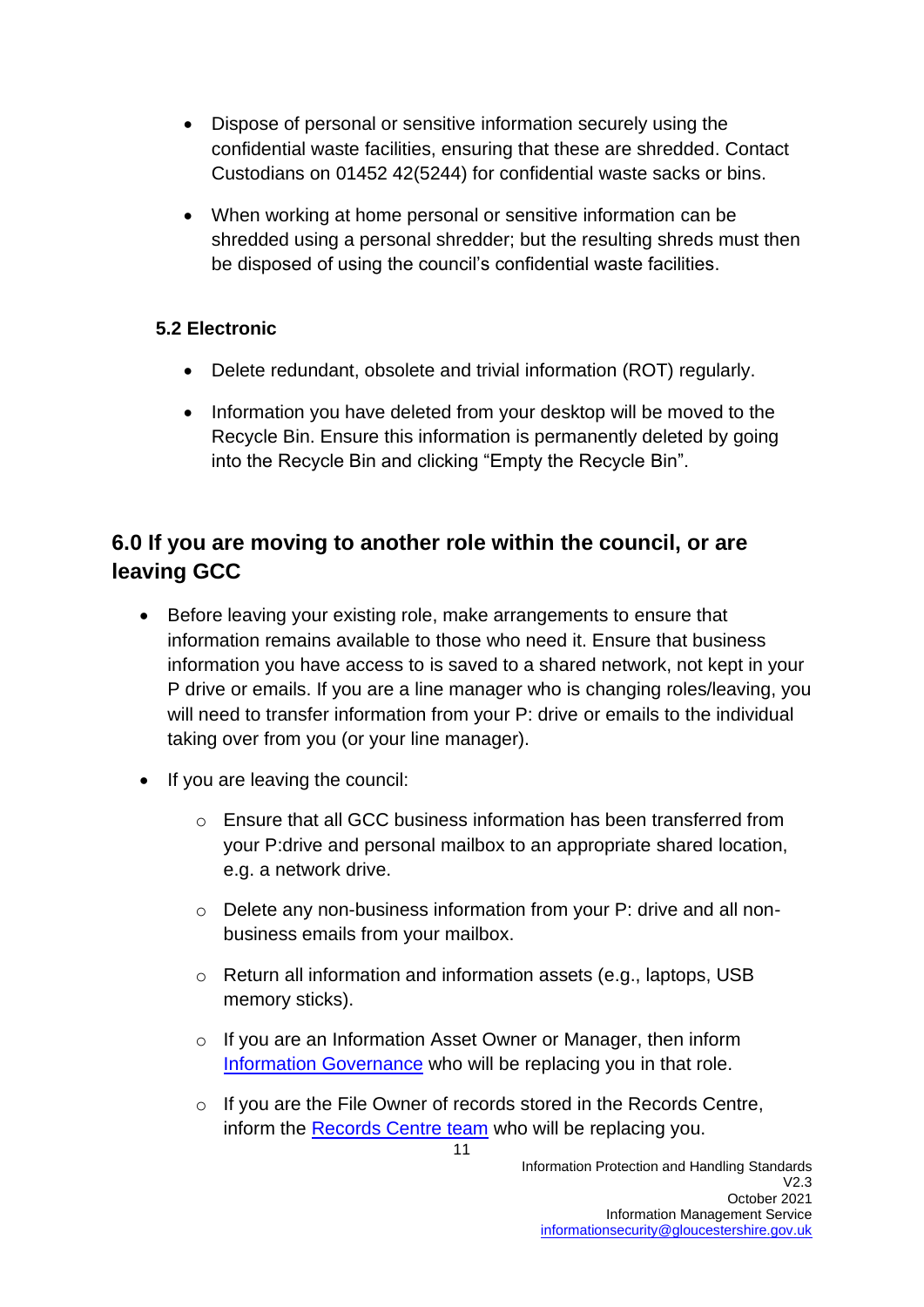- Dispose of personal or sensitive information securely using the confidential waste facilities, ensuring that these are shredded. Contact Custodians on 01452 42(5244) for confidential waste sacks or bins.
- When working at home personal or sensitive information can be shredded using a personal shredder; but the resulting shreds must then be disposed of using the council's confidential waste facilities.

### 5.2 Electronic

- Delete redundant, obsolete and trivial information (ROT) regularly.
- Information you have deleted from your desktop will be moved to the Recycle Bin. Ensure this information is permanently deleted by going into the Recycle Bin and clicking "Empty the Recycle Bin".

## 6.0 If you are moving to another role within the council, or are leaving GCC

- Before leaving your existing role, make arrangements to ensure that information remains available to those who need it. Ensure that business information you have access to is saved to a shared network, not kept in your P drive or emails. If you are a line manager who is changing roles/leaving, you will need to transfer information from your P: drive or emails to the individual taking over from you (or your line manager).
- If you are leaving the council:
    - Ensure that all GCC business information has been transferred from your P:drive and personal mailbox to an appropriate shared location, e.g. a network drive.
    - Delete any non-business information from your P: drive and all non-business emails from your mailbox.
    - Return all information and information assets (e.g., laptops, USB memory sticks).
    - If you are an Information Asset Owner or Manager, then inform Information Governance who will be replacing you in that role.
    - If you are the File Owner of records stored in the Records Centre, inform the Records Centre team who will be replacing you.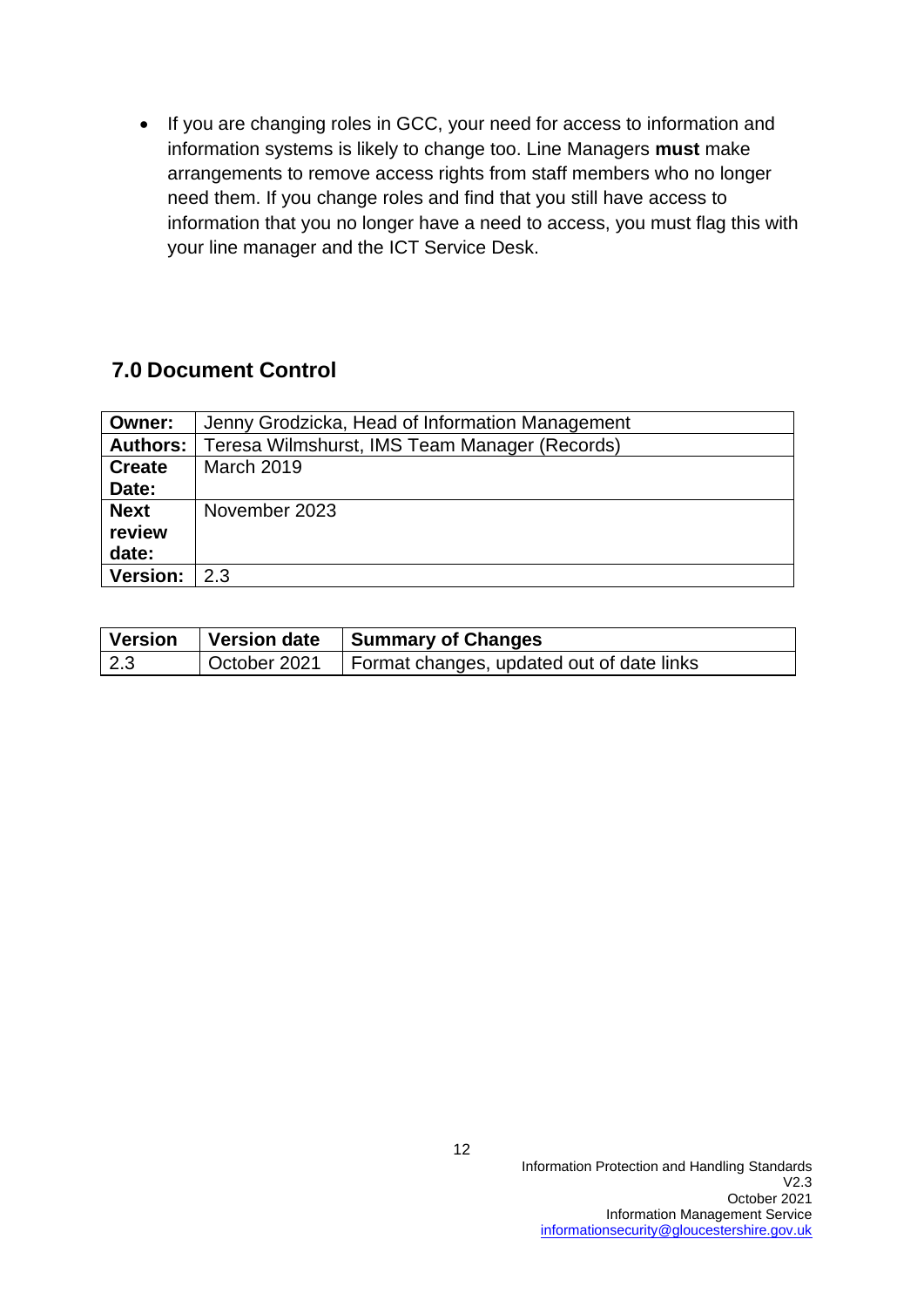- If you are changing roles in GCC, your need for access to information and information systems is likely to change too. Line Managers **must** make arrangements to remove access rights from staff members who no longer need them. If you change roles and find that you still have access to information that you no longer have a need to access, you must flag this with your line manager and the ICT Service Desk.

## 7.0 Document Control

| | |
|---|---|
| **Owner:** | Jenny Grodzicka, Head of Information Management |
| **Authors:** | Teresa Wilmshurst, IMS Team Manager (Records) |
| **Create Date:** | March 2019 |
| **Next review date:** | November 2023 |
| **Version:** | 2.3 |

| Version | Version date | Summary of Changes |
|---|---|---|
| 2.3 | October 2021 | Format changes, updated out of date links |